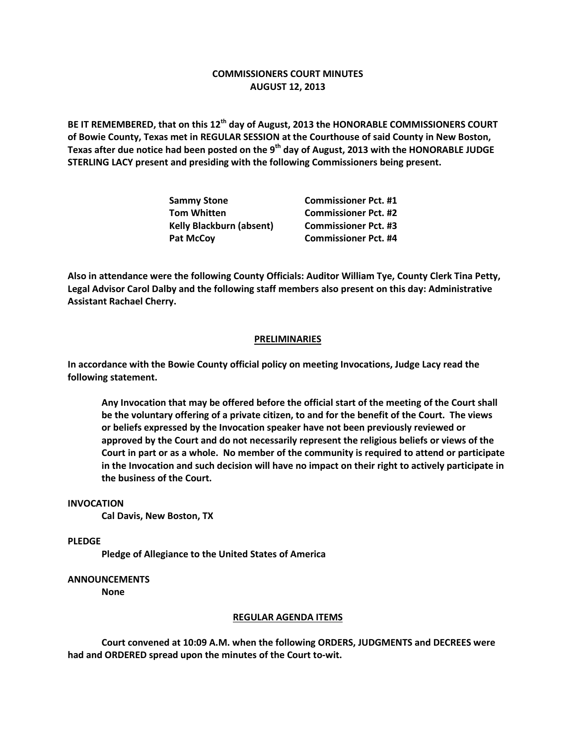# COMMISSIONERS COURT MINUTES
## AUGUST 12, 2013

**BE IT REMEMBERED, that on this 12th day of August, 2013 the HONORABLE COMMISSIONERS COURT of Bowie County, Texas met in REGULAR SESSION at the Courthouse of said County in New Boston, Texas after due notice had been posted on the 9th day of August, 2013 with the HONORABLE JUDGE STERLING LACY present and presiding with the following Commissioners being present.**

| | |
|---|---|
| **Sammy Stone** | **Commissioner Pct. #1** |
| **Tom Whitten** | **Commissioner Pct. #2** |
| **Kelly Blackburn (absent)** | **Commissioner Pct. #3** |
| **Pat McCoy** | **Commissioner Pct. #4** |

**Also in attendance were the following County Officials: Auditor William Tye, County Clerk Tina Petty, Legal Advisor Carol Dalby and the following staff members also present on this day: Administrative Assistant Rachael Cherry.**

## PRELIMINARIES

**In accordance with the Bowie County official policy on meeting Invocations, Judge Lacy read the following statement.**

> **Any Invocation that may be offered before the official start of the meeting of the Court shall be the voluntary offering of a private citizen, to and for the benefit of the Court. The views or beliefs expressed by the Invocation speaker have not been previously reviewed or approved by the Court and do not necessarily represent the religious beliefs or views of the Court in part or as a whole. No member of the community is required to attend or participate in the Invocation and such decision will have no impact on their right to actively participate in the business of the Court.**

**INVOCATION**

**Cal Davis, New Boston, TX**

**PLEDGE**

**Pledge of Allegiance to the United States of America**

**ANNOUNCEMENTS**

**None**

## REGULAR AGENDA ITEMS

**Court convened at 10:09 A.M. when the following ORDERS, JUDGMENTS and DECREES were had and ORDERED spread upon the minutes of the Court to-wit.**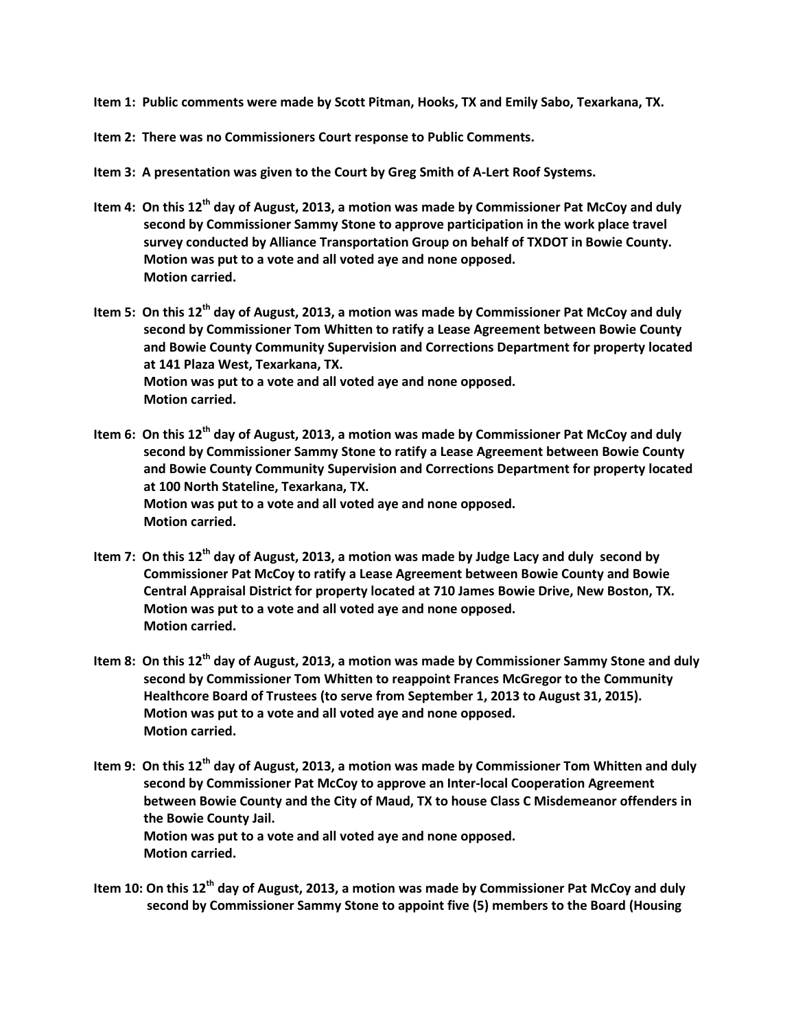**Item 1: Public comments were made by Scott Pitman, Hooks, TX and Emily Sabo, Texarkana, TX.**

**Item 2: There was no Commissioners Court response to Public Comments.**

**Item 3: A presentation was given to the Court by Greg Smith of A-Lert Roof Systems.**

**Item 4: On this 12th day of August, 2013, a motion was made by Commissioner Pat McCoy and duly second by Commissioner Sammy Stone to approve participation in the work place travel survey conducted by Alliance Transportation Group on behalf of TXDOT in Bowie County. Motion was put to a vote and all voted aye and none opposed. Motion carried.**

**Item 5: On this 12th day of August, 2013, a motion was made by Commissioner Pat McCoy and duly second by Commissioner Tom Whitten to ratify a Lease Agreement between Bowie County and Bowie County Community Supervision and Corrections Department for property located at 141 Plaza West, Texarkana, TX. Motion was put to a vote and all voted aye and none opposed. Motion carried.**

**Item 6: On this 12th day of August, 2013, a motion was made by Commissioner Pat McCoy and duly second by Commissioner Sammy Stone to ratify a Lease Agreement between Bowie County and Bowie County Community Supervision and Corrections Department for property located at 100 North Stateline, Texarkana, TX. Motion was put to a vote and all voted aye and none opposed. Motion carried.**

**Item 7: On this 12th day of August, 2013, a motion was made by Judge Lacy and duly second by Commissioner Pat McCoy to ratify a Lease Agreement between Bowie County and Bowie Central Appraisal District for property located at 710 James Bowie Drive, New Boston, TX. Motion was put to a vote and all voted aye and none opposed. Motion carried.**

**Item 8: On this 12th day of August, 2013, a motion was made by Commissioner Sammy Stone and duly second by Commissioner Tom Whitten to reappoint Frances McGregor to the Community Healthcore Board of Trustees (to serve from September 1, 2013 to August 31, 2015). Motion was put to a vote and all voted aye and none opposed. Motion carried.**

**Item 9: On this 12th day of August, 2013, a motion was made by Commissioner Tom Whitten and duly second by Commissioner Pat McCoy to approve an Inter-local Cooperation Agreement between Bowie County and the City of Maud, TX to house Class C Misdemeanor offenders in the Bowie County Jail. Motion was put to a vote and all voted aye and none opposed. Motion carried.**

**Item 10: On this 12th day of August, 2013, a motion was made by Commissioner Pat McCoy and duly second by Commissioner Sammy Stone to appoint five (5) members to the Board (Housing**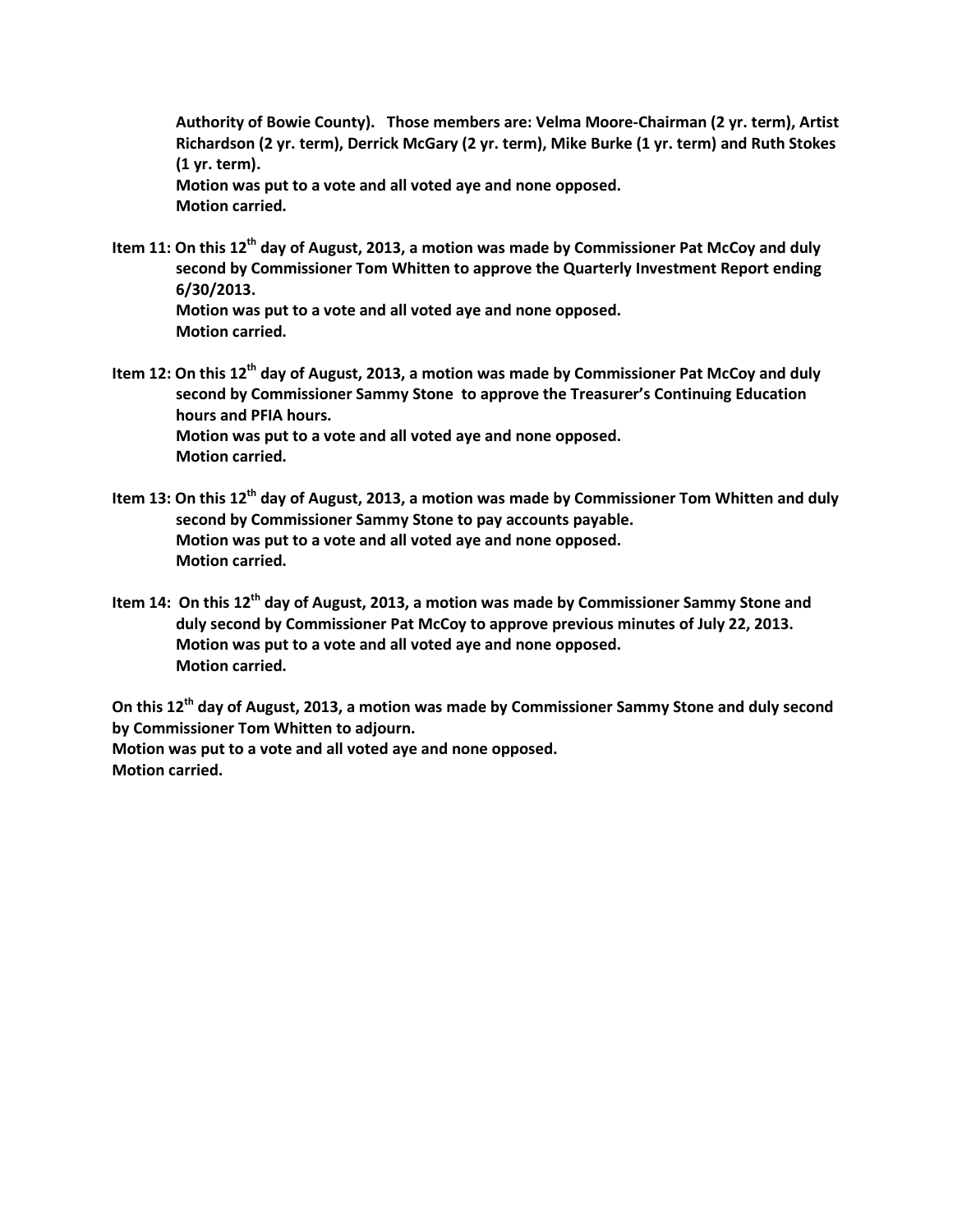**Authority of Bowie County). Those members are: Velma Moore-Chairman (2 yr. term), Artist Richardson (2 yr. term), Derrick McGary (2 yr. term), Mike Burke (1 yr. term) and Ruth Stokes (1 yr. term).**
**Motion was put to a vote and all voted aye and none opposed.**
**Motion carried.**

**Item 11: On this 12th day of August, 2013, a motion was made by Commissioner Pat McCoy and duly second by Commissioner Tom Whitten to approve the Quarterly Investment Report ending 6/30/2013.**
**Motion was put to a vote and all voted aye and none opposed.**
**Motion carried.**

**Item 12: On this 12th day of August, 2013, a motion was made by Commissioner Pat McCoy and duly second by Commissioner Sammy Stone to approve the Treasurer's Continuing Education hours and PFIA hours.**
**Motion was put to a vote and all voted aye and none opposed.**
**Motion carried.**

**Item 13: On this 12th day of August, 2013, a motion was made by Commissioner Tom Whitten and duly second by Commissioner Sammy Stone to pay accounts payable.**
**Motion was put to a vote and all voted aye and none opposed.**
**Motion carried.**

**Item 14: On this 12th day of August, 2013, a motion was made by Commissioner Sammy Stone and duly second by Commissioner Pat McCoy to approve previous minutes of July 22, 2013.**
**Motion was put to a vote and all voted aye and none opposed.**
**Motion carried.**

**On this 12th day of August, 2013, a motion was made by Commissioner Sammy Stone and duly second by Commissioner Tom Whitten to adjourn.**
**Motion was put to a vote and all voted aye and none opposed.**
**Motion carried.**